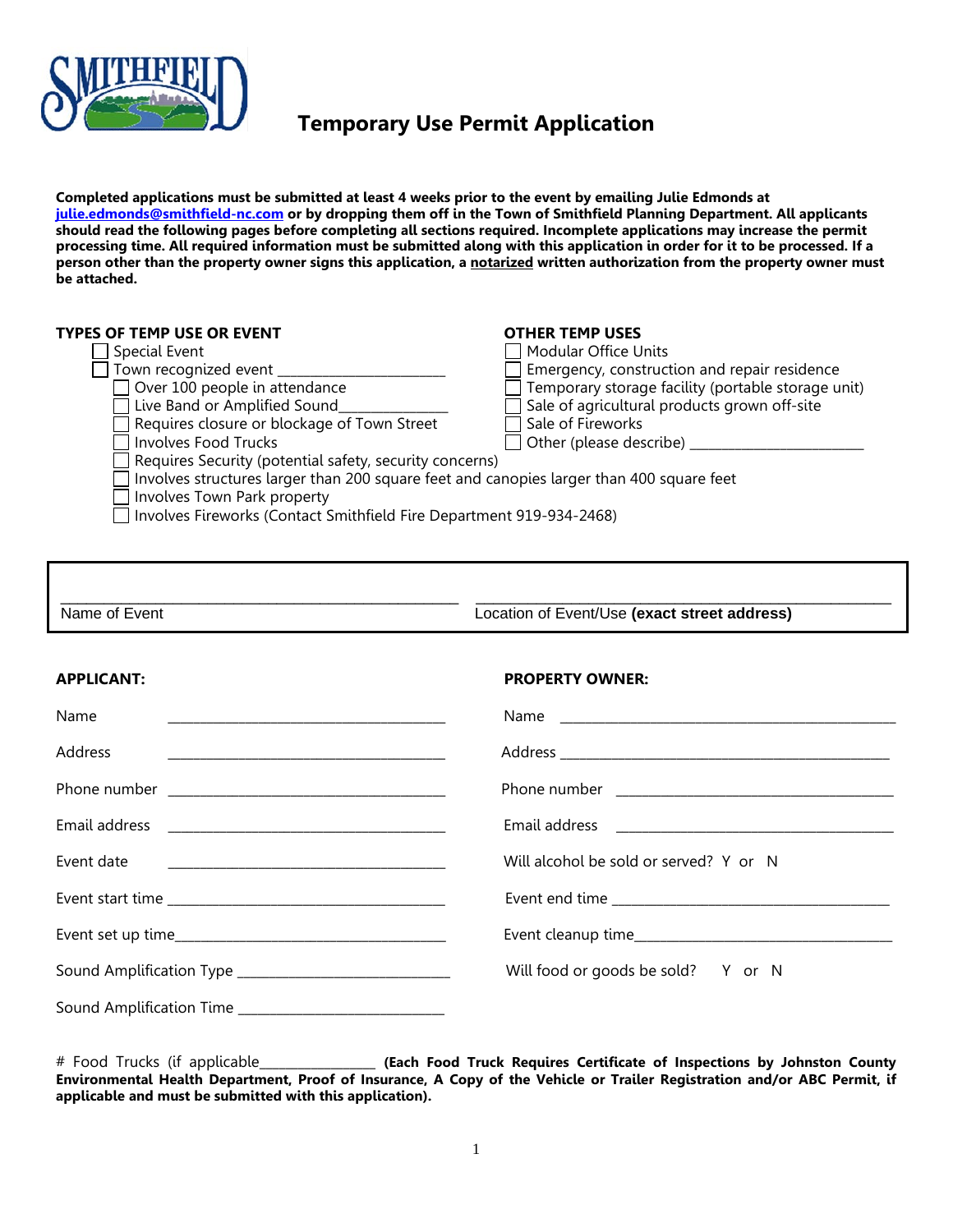# Temporary Use Permit Application

**Completed applications must be submitted at least 4 weeks prior to the event by emailing Julie Edmonds at [julie.edmonds@smithfield-nc.com](mailto:julie.edmonds@smithfield-nc.com) or by dropping them off in the Town of Smithfield Planning Department. All applicants should read the following pages before completing all sections required. Incomplete applications may increase the permit processing time. All required information must be submitted along with this application in order for it to be processed. If a person other than the property owner signs this application, a <u>notarized</u> written authorization from the property owner must be attached.**

**TYPES OF TEMP USE OR EVENT**

- ☐ Special Event
- ☐ Town recognized event ______________________
  - ☐ Over 100 people in attendance
  - ☐ Live Band or Amplified Sound______________
  - ☐ Requires closure or blockage of Town Street
  - ☐ Involves Food Trucks
  - ☐ Requires Security (potential safety, security concerns)
  - ☐ Involves structures larger than 200 square feet and canopies larger than 400 square feet
  - ☐ Involves Town Park property
  - ☐ Involves Fireworks (Contact Smithfield Fire Department 919-934-2468)

**OTHER TEMP USES**

- ☐ Modular Office Units
- ☐ Emergency, construction and repair residence
- ☐ Temporary storage facility (portable storage unit)
- ☐ Sale of agricultural products grown off-site
- ☐ Sale of Fireworks
- ☐ Other (please describe) ______________________

______________________________ ______________________________
Name of Event Location of Event/Use **(exact street address)**

**APPLICANT:**

Name ______________________________

Address ______________________________

Phone number ______________________________

Email address ______________________________

Event date ______________________________

Event start time ______________________________

Event set up time______________________________

Sound Amplification Type ______________________________

Sound Amplification Time ______________________________

**PROPERTY OWNER:**

Name ______________________________

Address ______________________________

Phone number ______________________________

Email address ______________________________

Will alcohol be sold or served? Y or N

Event end time ______________________________

Event cleanup time______________________________

Will food or goods be sold? Y or N

# Food Trucks (if applicable______________ **(Each Food Truck Requires Certificate of Inspections by Johnston County Environmental Health Department, Proof of Insurance, A Copy of the Vehicle or Trailer Registration and/or ABC Permit, if applicable and must be submitted with this application).**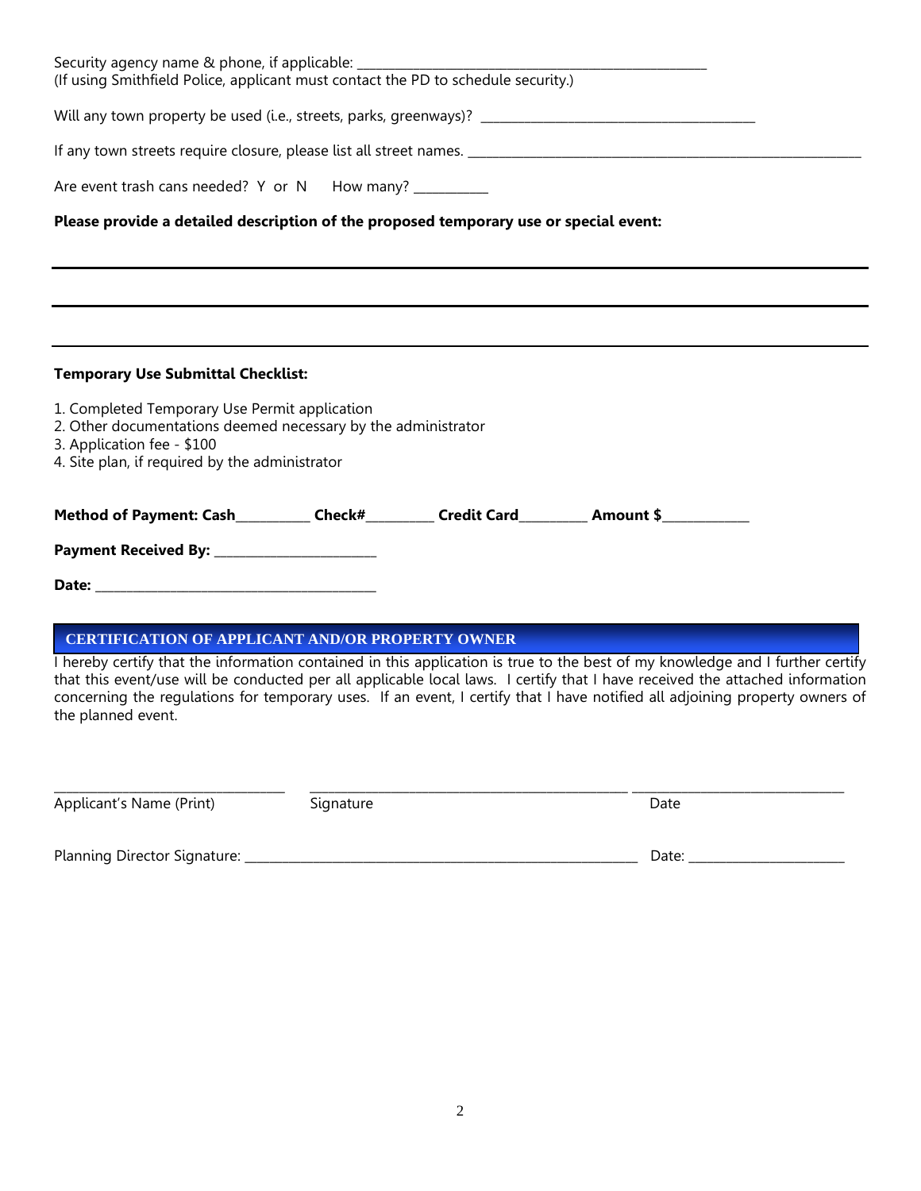Security agency name & phone, if applicable: _______________________________________________
(If using Smithfield Police, applicant must contact the PD to schedule security.)

Will any town property be used (i.e., streets, parks, greenways)? ________________________________

If any town streets require closure, please list all street names. ____________________________________________________

Are event trash cans needed? Y or N How many? __________

**Please provide a detailed description of the proposed temporary use or special event:**

---

---

---

**Temporary Use Submittal Checklist:**

1. Completed Temporary Use Permit application
2. Other documentations deemed necessary by the administrator
3. Application fee - $100
4. Site plan, if required by the administrator

**Method of Payment: Cash**__________ **Check#**_________ **Credit Card**_________ **Amount $**____________

**Payment Received By:** _______________________

**Date:** __________________________________________

## CERTIFICATION OF APPLICANT AND/OR PROPERTY OWNER

I hereby certify that the information contained in this application is true to the best of my knowledge and I further certify that this event/use will be conducted per all applicable local laws. I certify that I have received the attached information concerning the regulations for temporary uses. If an event, I certify that I have notified all adjoining property owners of the planned event.

_________________________________ _______________________________________________ _______________________________
Applicant's Name (Print) Signature Date

Planning Director Signature: ___________________________________________________________ Date: _______________________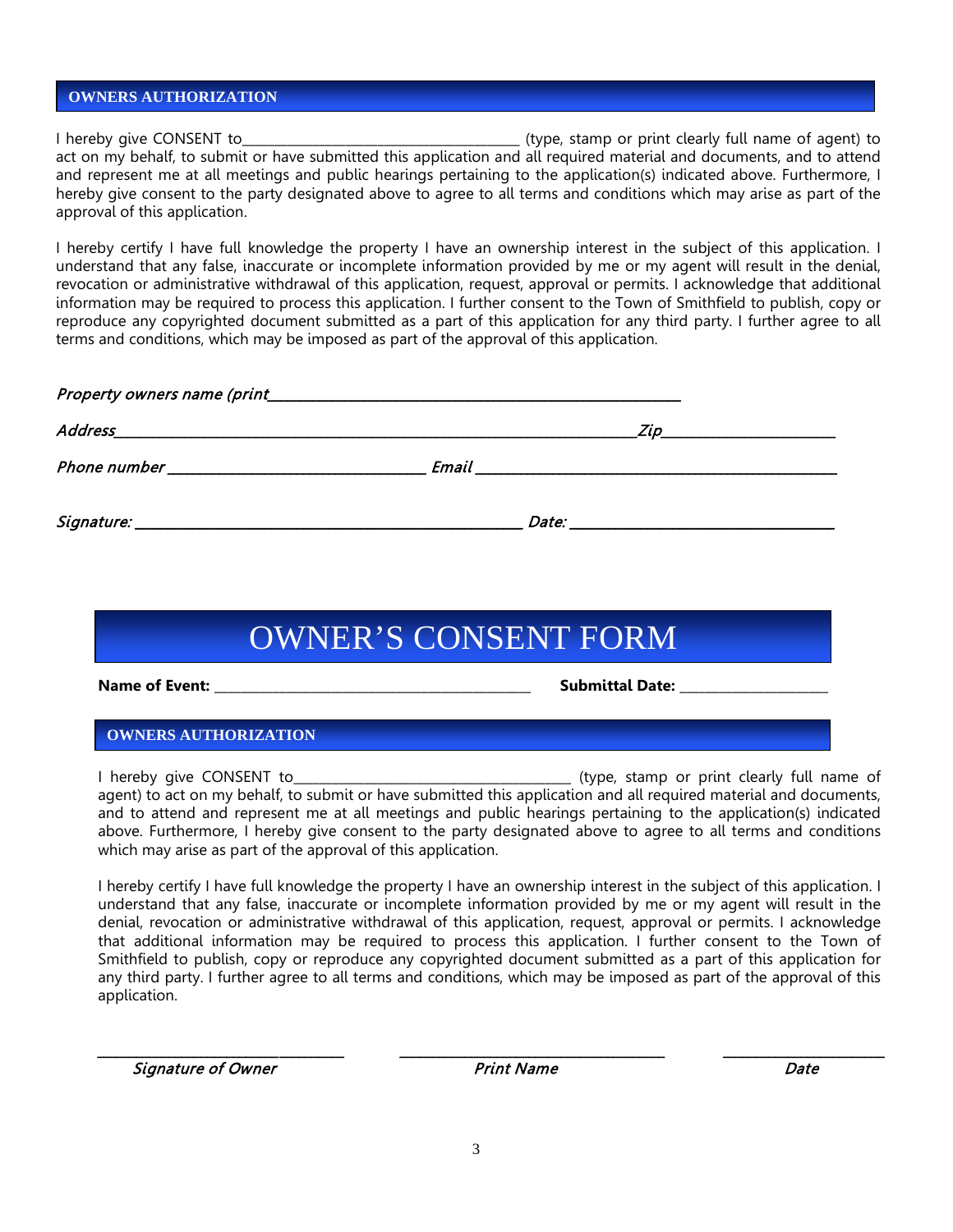## OWNERS AUTHORIZATION

I hereby give CONSENT to_________________________________________ (type, stamp or print clearly full name of agent) to act on my behalf, to submit or have submitted this application and all required material and documents, and to attend and represent me at all meetings and public hearings pertaining to the application(s) indicated above. Furthermore, I hereby give consent to the party designated above to agree to all terms and conditions which may arise as part of the approval of this application.

I hereby certify I have full knowledge the property I have an ownership interest in the subject of this application. I understand that any false, inaccurate or incomplete information provided by me or my agent will result in the denial, revocation or administrative withdrawal of this application, request, approval or permits. I acknowledge that additional information may be required to process this application. I further consent to the Town of Smithfield to publish, copy or reproduce any copyrighted document submitted as a part of this application for any third party. I further agree to all terms and conditions, which may be imposed as part of the approval of this application.

*Property owners name (print*_________________________________________________________

*Address*_________________________________________________________________________*Zip*________________________

*Phone number* ___________________________________ *Email* ___________________________________________________

*Signature:* _____________________________________________________ *Date:* ___________________________________

# OWNER'S CONSENT FORM

**Name of Event:** _______________________________________________ **Submittal Date:** _____________________

## OWNERS AUTHORIZATION

I hereby give CONSENT to_________________________________________ (type, stamp or print clearly full name of agent) to act on my behalf, to submit or have submitted this application and all required material and documents, and to attend and represent me at all meetings and public hearings pertaining to the application(s) indicated above. Furthermore, I hereby give consent to the party designated above to agree to all terms and conditions which may arise as part of the approval of this application.

I hereby certify I have full knowledge the property I have an ownership interest in the subject of this application. I understand that any false, inaccurate or incomplete information provided by me or my agent will result in the denial, revocation or administrative withdrawal of this application, request, approval or permits. I acknowledge that additional information may be required to process this application. I further consent to the Town of Smithfield to publish, copy or reproduce any copyrighted document submitted as a part of this application for any third party. I further agree to all terms and conditions, which may be imposed as part of the approval of this application.

_________________________________ _____________________________________ ______________________

*Signature of Owner* *Print Name* *Date*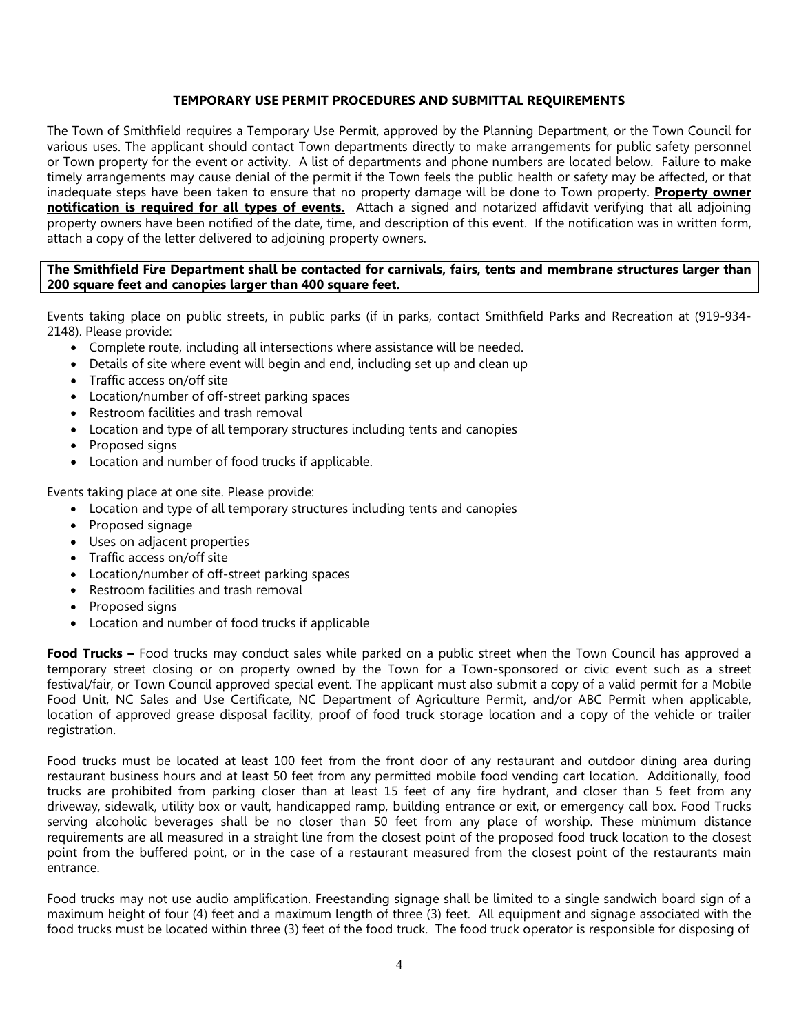## TEMPORARY USE PERMIT PROCEDURES AND SUBMITTAL REQUIREMENTS

The Town of Smithfield requires a Temporary Use Permit, approved by the Planning Department, or the Town Council for various uses. The applicant should contact Town departments directly to make arrangements for public safety personnel or Town property for the event or activity. A list of departments and phone numbers are located below. Failure to make timely arrangements may cause denial of the permit if the Town feels the public health or safety may be affected, or that inadequate steps have been taken to ensure that no property damage will be done to Town property. **Property owner notification is required for all types of events.** Attach a signed and notarized affidavit verifying that all adjoining property owners have been notified of the date, time, and description of this event. If the notification was in written form, attach a copy of the letter delivered to adjoining property owners.

**The Smithfield Fire Department shall be contacted for carnivals, fairs, tents and membrane structures larger than 200 square feet and canopies larger than 400 square feet.**

Events taking place on public streets, in public parks (if in parks, contact Smithfield Parks and Recreation at (919-934-2148). Please provide:

- Complete route, including all intersections where assistance will be needed.
- Details of site where event will begin and end, including set up and clean up
- Traffic access on/off site
- Location/number of off-street parking spaces
- Restroom facilities and trash removal
- Location and type of all temporary structures including tents and canopies
- Proposed signs
- Location and number of food trucks if applicable.

Events taking place at one site. Please provide:

- Location and type of all temporary structures including tents and canopies
- Proposed signage
- Uses on adjacent properties
- Traffic access on/off site
- Location/number of off-street parking spaces
- Restroom facilities and trash removal
- Proposed signs
- Location and number of food trucks if applicable

**Food Trucks –** Food trucks may conduct sales while parked on a public street when the Town Council has approved a temporary street closing or on property owned by the Town for a Town-sponsored or civic event such as a street festival/fair, or Town Council approved special event. The applicant must also submit a copy of a valid permit for a Mobile Food Unit, NC Sales and Use Certificate, NC Department of Agriculture Permit, and/or ABC Permit when applicable, location of approved grease disposal facility, proof of food truck storage location and a copy of the vehicle or trailer registration.

Food trucks must be located at least 100 feet from the front door of any restaurant and outdoor dining area during restaurant business hours and at least 50 feet from any permitted mobile food vending cart location. Additionally, food trucks are prohibited from parking closer than at least 15 feet of any fire hydrant, and closer than 5 feet from any driveway, sidewalk, utility box or vault, handicapped ramp, building entrance or exit, or emergency call box. Food Trucks serving alcoholic beverages shall be no closer than 50 feet from any place of worship. These minimum distance requirements are all measured in a straight line from the closest point of the proposed food truck location to the closest point from the buffered point, or in the case of a restaurant measured from the closest point of the restaurants main entrance.

Food trucks may not use audio amplification. Freestanding signage shall be limited to a single sandwich board sign of a maximum height of four (4) feet and a maximum length of three (3) feet. All equipment and signage associated with the food trucks must be located within three (3) feet of the food truck. The food truck operator is responsible for disposing of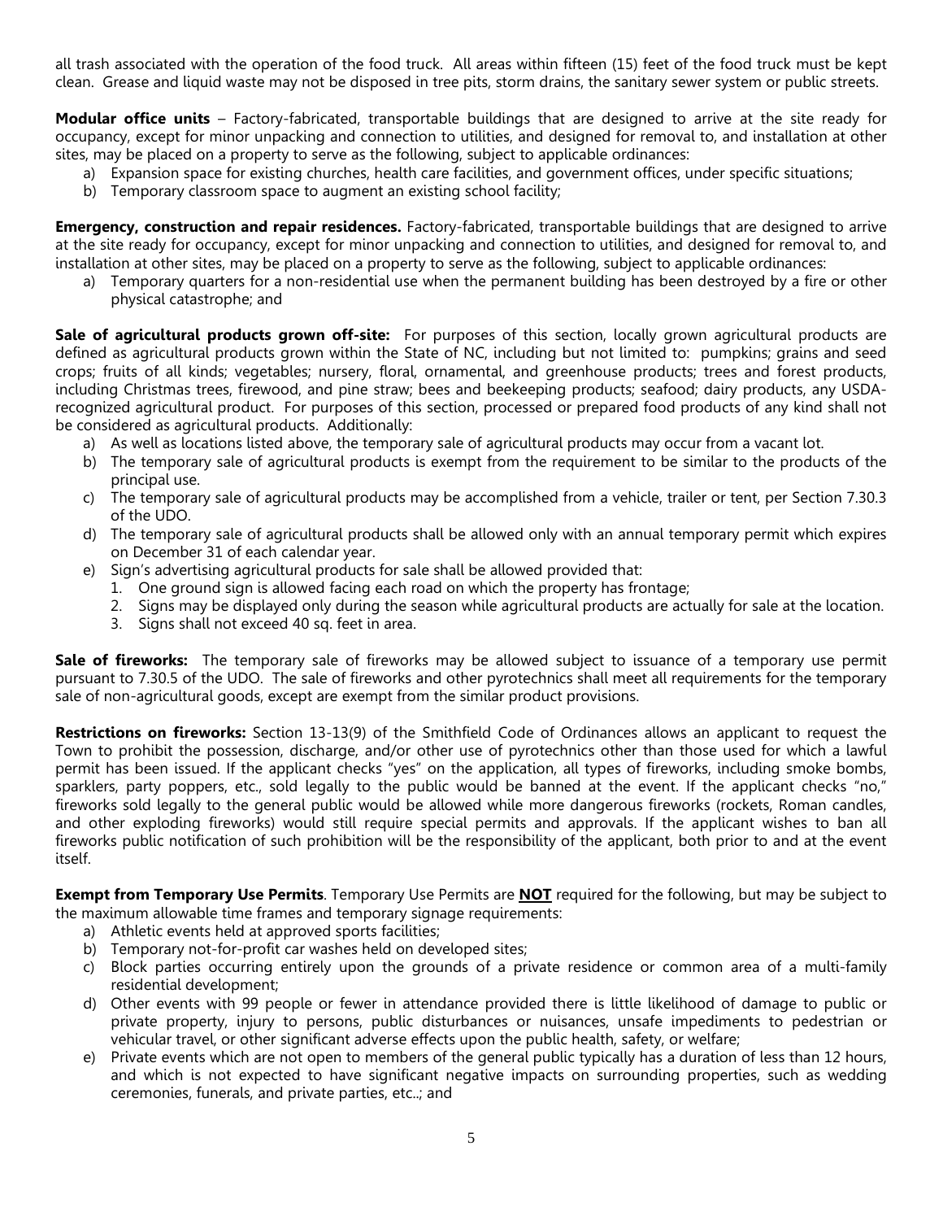all trash associated with the operation of the food truck. All areas within fifteen (15) feet of the food truck must be kept clean. Grease and liquid waste may not be disposed in tree pits, storm drains, the sanitary sewer system or public streets.

**Modular office units** – Factory-fabricated, transportable buildings that are designed to arrive at the site ready for occupancy, except for minor unpacking and connection to utilities, and designed for removal to, and installation at other sites, may be placed on a property to serve as the following, subject to applicable ordinances:

a) Expansion space for existing churches, health care facilities, and government offices, under specific situations;
b) Temporary classroom space to augment an existing school facility;

**Emergency, construction and repair residences.** Factory-fabricated, transportable buildings that are designed to arrive at the site ready for occupancy, except for minor unpacking and connection to utilities, and designed for removal to, and installation at other sites, may be placed on a property to serve as the following, subject to applicable ordinances:

a) Temporary quarters for a non-residential use when the permanent building has been destroyed by a fire or other physical catastrophe; and

**Sale of agricultural products grown off-site:** For purposes of this section, locally grown agricultural products are defined as agricultural products grown within the State of NC, including but not limited to: pumpkins; grains and seed crops; fruits of all kinds; vegetables; nursery, floral, ornamental, and greenhouse products; trees and forest products, including Christmas trees, firewood, and pine straw; bees and beekeeping products; seafood; dairy products, any USDA-recognized agricultural product. For purposes of this section, processed or prepared food products of any kind shall not be considered as agricultural products. Additionally:

a) As well as locations listed above, the temporary sale of agricultural products may occur from a vacant lot.
b) The temporary sale of agricultural products is exempt from the requirement to be similar to the products of the principal use.
c) The temporary sale of agricultural products may be accomplished from a vehicle, trailer or tent, per Section 7.30.3 of the UDO.
d) The temporary sale of agricultural products shall be allowed only with an annual temporary permit which expires on December 31 of each calendar year.
e) Sign's advertising agricultural products for sale shall be allowed provided that:
   1. One ground sign is allowed facing each road on which the property has frontage;
   2. Signs may be displayed only during the season while agricultural products are actually for sale at the location.
   3. Signs shall not exceed 40 sq. feet in area.

**Sale of fireworks:** The temporary sale of fireworks may be allowed subject to issuance of a temporary use permit pursuant to 7.30.5 of the UDO. The sale of fireworks and other pyrotechnics shall meet all requirements for the temporary sale of non-agricultural goods, except are exempt from the similar product provisions.

**Restrictions on fireworks:** Section 13-13(9) of the Smithfield Code of Ordinances allows an applicant to request the Town to prohibit the possession, discharge, and/or other use of pyrotechnics other than those used for which a lawful permit has been issued. If the applicant checks "yes" on the application, all types of fireworks, including smoke bombs, sparklers, party poppers, etc., sold legally to the public would be banned at the event. If the applicant checks "no," fireworks sold legally to the general public would be allowed while more dangerous fireworks (rockets, Roman candles, and other exploding fireworks) would still require special permits and approvals. If the applicant wishes to ban all fireworks public notification of such prohibition will be the responsibility of the applicant, both prior to and at the event itself.

**Exempt from Temporary Use Permits**. Temporary Use Permits are <u>**NOT**</u> required for the following, but may be subject to the maximum allowable time frames and temporary signage requirements:

a) Athletic events held at approved sports facilities;
b) Temporary not-for-profit car washes held on developed sites;
c) Block parties occurring entirely upon the grounds of a private residence or common area of a multi-family residential development;
d) Other events with 99 people or fewer in attendance provided there is little likelihood of damage to public or private property, injury to persons, public disturbances or nuisances, unsafe impediments to pedestrian or vehicular travel, or other significant adverse effects upon the public health, safety, or welfare;
e) Private events which are not open to members of the general public typically has a duration of less than 12 hours, and which is not expected to have significant negative impacts on surrounding properties, such as wedding ceremonies, funerals, and private parties, etc..; and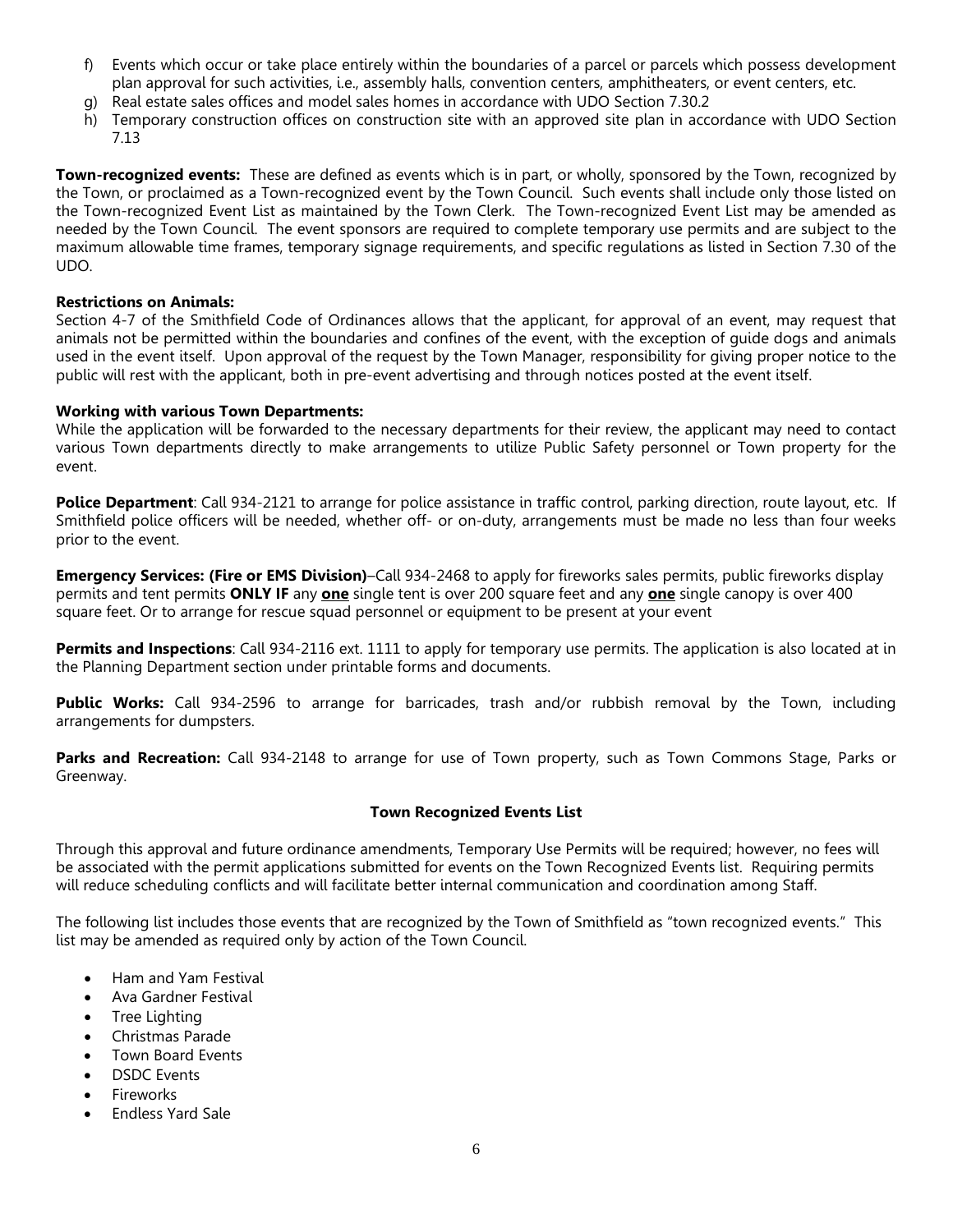f) Events which occur or take place entirely within the boundaries of a parcel or parcels which possess development plan approval for such activities, i.e., assembly halls, convention centers, amphitheaters, or event centers, etc.
g) Real estate sales offices and model sales homes in accordance with UDO Section 7.30.2
h) Temporary construction offices on construction site with an approved site plan in accordance with UDO Section 7.13

**Town-recognized events:** These are defined as events which is in part, or wholly, sponsored by the Town, recognized by the Town, or proclaimed as a Town-recognized event by the Town Council. Such events shall include only those listed on the Town-recognized Event List as maintained by the Town Clerk. The Town-recognized Event List may be amended as needed by the Town Council. The event sponsors are required to complete temporary use permits and are subject to the maximum allowable time frames, temporary signage requirements, and specific regulations as listed in Section 7.30 of the UDO.

**Restrictions on Animals:**
Section 4-7 of the Smithfield Code of Ordinances allows that the applicant, for approval of an event, may request that animals not be permitted within the boundaries and confines of the event, with the exception of guide dogs and animals used in the event itself. Upon approval of the request by the Town Manager, responsibility for giving proper notice to the public will rest with the applicant, both in pre-event advertising and through notices posted at the event itself.

**Working with various Town Departments:**
While the application will be forwarded to the necessary departments for their review, the applicant may need to contact various Town departments directly to make arrangements to utilize Public Safety personnel or Town property for the event.

**Police Department**: Call 934-2121 to arrange for police assistance in traffic control, parking direction, route layout, etc. If Smithfield police officers will be needed, whether off- or on-duty, arrangements must be made no less than four weeks prior to the event.

**Emergency Services: (Fire or EMS Division)**–Call 934-2468 to apply for fireworks sales permits, public fireworks display permits and tent permits **ONLY IF** any **<u>one</u>** single tent is over 200 square feet and any **<u>one</u>** single canopy is over 400 square feet. Or to arrange for rescue squad personnel or equipment to be present at your event

**Permits and Inspections**: Call 934-2116 ext. 1111 to apply for temporary use permits. The application is also located at in the Planning Department section under printable forms and documents.

**Public Works:** Call 934-2596 to arrange for barricades, trash and/or rubbish removal by the Town, including arrangements for dumpsters.

**Parks and Recreation:** Call 934-2148 to arrange for use of Town property, such as Town Commons Stage, Parks or Greenway.

**Town Recognized Events List**

Through this approval and future ordinance amendments, Temporary Use Permits will be required; however, no fees will be associated with the permit applications submitted for events on the Town Recognized Events list. Requiring permits will reduce scheduling conflicts and will facilitate better internal communication and coordination among Staff.

The following list includes those events that are recognized by the Town of Smithfield as "town recognized events." This list may be amended as required only by action of the Town Council.

- Ham and Yam Festival
- Ava Gardner Festival
- Tree Lighting
- Christmas Parade
- Town Board Events
- DSDC Events
- Fireworks
- Endless Yard Sale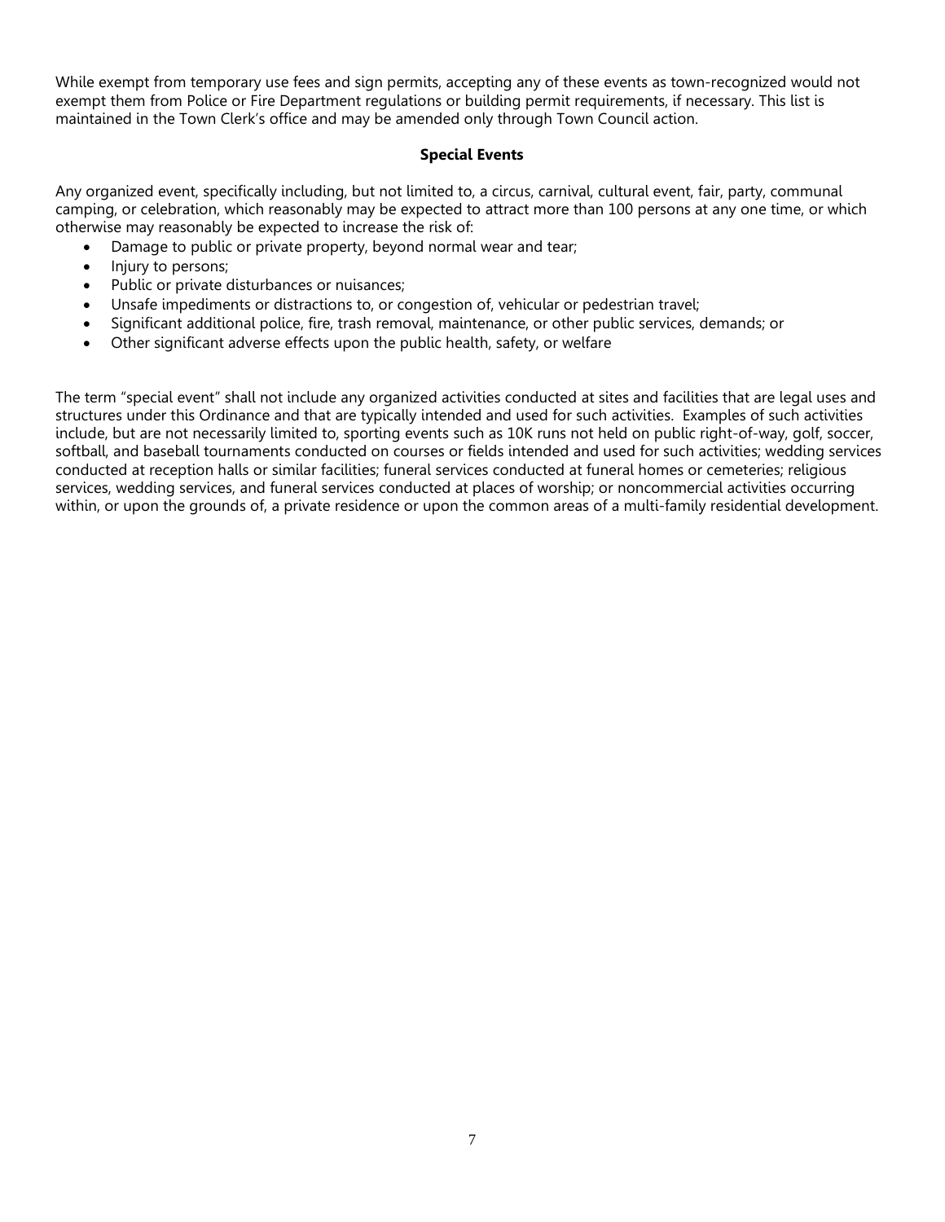While exempt from temporary use fees and sign permits, accepting any of these events as town-recognized would not exempt them from Police or Fire Department regulations or building permit requirements, if necessary. This list is maintained in the Town Clerk's office and may be amended only through Town Council action.

**Special Events**

Any organized event, specifically including, but not limited to, a circus, carnival, cultural event, fair, party, communal camping, or celebration, which reasonably may be expected to attract more than 100 persons at any one time, or which otherwise may reasonably be expected to increase the risk of:

- Damage to public or private property, beyond normal wear and tear;
- Injury to persons;
- Public or private disturbances or nuisances;
- Unsafe impediments or distractions to, or congestion of, vehicular or pedestrian travel;
- Significant additional police, fire, trash removal, maintenance, or other public services, demands; or
- Other significant adverse effects upon the public health, safety, or welfare

The term "special event" shall not include any organized activities conducted at sites and facilities that are legal uses and structures under this Ordinance and that are typically intended and used for such activities. Examples of such activities include, but are not necessarily limited to, sporting events such as 10K runs not held on public right-of-way, golf, soccer, softball, and baseball tournaments conducted on courses or fields intended and used for such activities; wedding services conducted at reception halls or similar facilities; funeral services conducted at funeral homes or cemeteries; religious services, wedding services, and funeral services conducted at places of worship; or noncommercial activities occurring within, or upon the grounds of, a private residence or upon the common areas of a multi-family residential development.